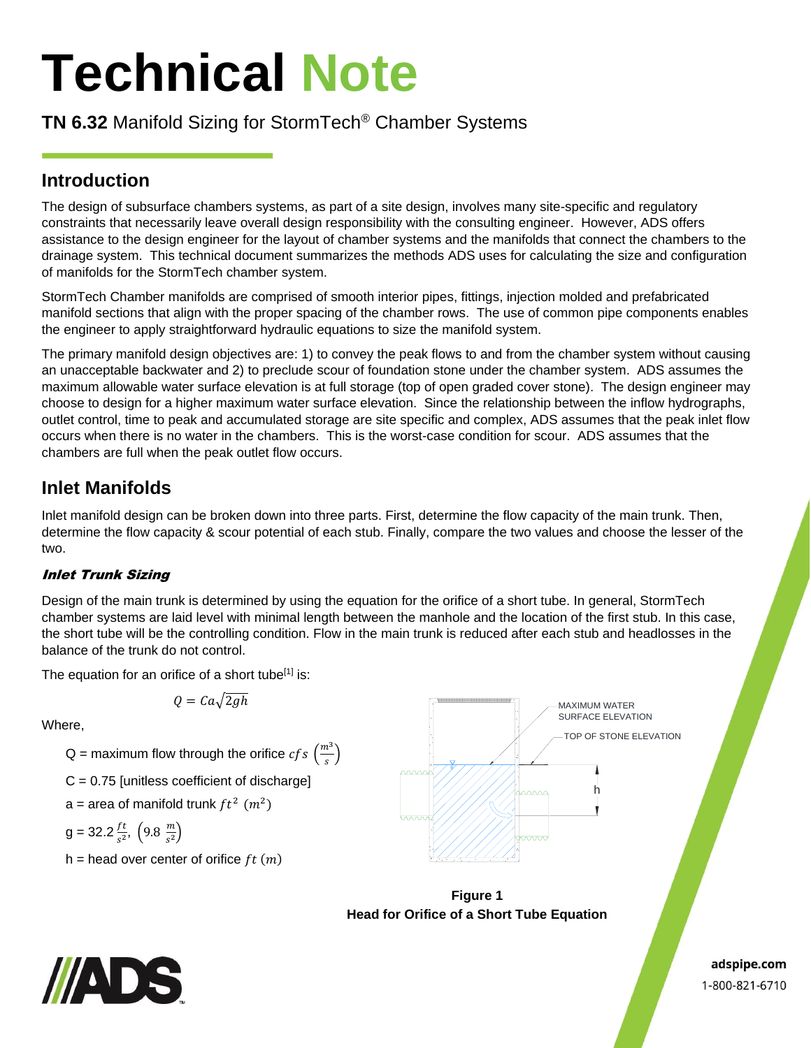# Technical Note

**TN 6.32** Manifold Sizing for StormTech® Chamber Systems

## Introduction

The design of subsurface chambers systems, as part of a site design, involves many site-specific and regulatory constraints that necessarily leave overall design responsibility with the consulting engineer. However, ADS offers assistance to the design engineer for the layout of chamber systems and the manifolds that connect the chambers to the drainage system. This technical document summarizes the methods ADS uses for calculating the size and configuration of manifolds for the StormTech chamber system.

StormTech Chamber manifolds are comprised of smooth interior pipes, fittings, injection molded and prefabricated manifold sections that align with the proper spacing of the chamber rows. The use of common pipe components enables the engineer to apply straightforward hydraulic equations to size the manifold system.

The primary manifold design objectives are: 1) to convey the peak flows to and from the chamber system without causing an unacceptable backwater and 2) to preclude scour of foundation stone under the chamber system. ADS assumes the maximum allowable water surface elevation is at full storage (top of open graded cover stone). The design engineer may choose to design for a higher maximum water surface elevation. Since the relationship between the inflow hydrographs, outlet control, time to peak and accumulated storage are site specific and complex, ADS assumes that the peak inlet flow occurs when there is no water in the chambers. This is the worst-case condition for scour. ADS assumes that the chambers are full when the peak outlet flow occurs.

## Inlet Manifolds

Inlet manifold design can be broken down into three parts. First, determine the flow capacity of the main trunk. Then, determine the flow capacity & scour potential of each stub. Finally, compare the two values and choose the lesser of the two.

### *Inlet Trunk Sizing*

Design of the main trunk is determined by using the equation for the orifice of a short tube. In general, StormTech chamber systems are laid level with minimal length between the manhole and the location of the first stub. In this case, the short tube will be the controlling condition. Flow in the main trunk is reduced after each stub and headlosses in the balance of the trunk do not control.

The equation for an orifice of a short tube[1] is:

$$Q = Ca\sqrt{2gh}$$

Where,

- Q = maximum flow through the orifice $cfs\ \left(\frac{m^3}{s}\right)$
- C = 0.75 [unitless coefficient of discharge]
- a = area of manifold trunk $ft^2\ (m^2)$
- g = 32.2 $\frac{ft}{s^2}$, $\left(9.8\ \frac{m}{s^2}\right)$
- h = head over center of orifice $ft\ (m)$

MAXIMUM WATER SURFACE ELEVATION

TOP OF STONE ELEVATION

h

**Figure 1**
**Head for Orifice of a Short Tube Equation**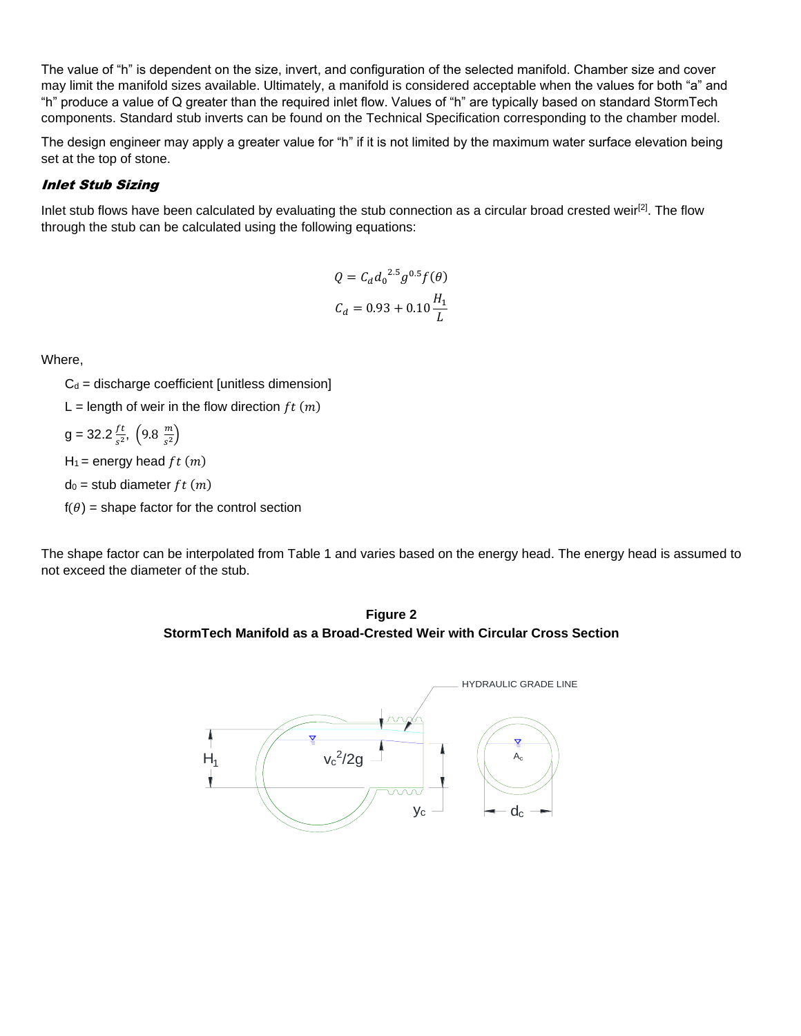The value of "h" is dependent on the size, invert, and configuration of the selected manifold. Chamber size and cover may limit the manifold sizes available. Ultimately, a manifold is considered acceptable when the values for both "a" and "h" produce a value of Q greater than the required inlet flow. Values of "h" are typically based on standard StormTech components. Standard stub inverts can be found on the Technical Specification corresponding to the chamber model.

The design engineer may apply a greater value for "h" if it is not limited by the maximum water surface elevation being set at the top of stone.

### *Inlet Stub Sizing*

Inlet stub flows have been calculated by evaluating the stub connection as a circular broad crested weir[2]. The flow through the stub can be calculated using the following equations:

$$Q = C_d {d_0}^{2.5} g^{0.5} f(\theta)$$

$$C_d = 0.93 + 0.10 \frac{H_1}{L}$$

Where,

- $C_d$ = discharge coefficient [unitless dimension]
- L = length of weir in the flow direction $ft\ (m)$
- g = $32.2\ \frac{ft}{s^2}$, $\left(9.8\ \frac{m}{s^2}\right)$
- $H_1$ = energy head $ft\ (m)$
- $d_0$ = stub diameter $ft\ (m)$
- $f(\theta)$ = shape factor for the control section

The shape factor can be interpolated from Table 1 and varies based on the energy head. The energy head is assumed to not exceed the diameter of the stub.

**Figure 2**
**StormTech Manifold as a Broad-Crested Weir with Circular Cross Section**

HYDRAULIC GRADE LINE

$H_1$ $v_c^2/2g$ $y_c$ $A_c$ $d_c$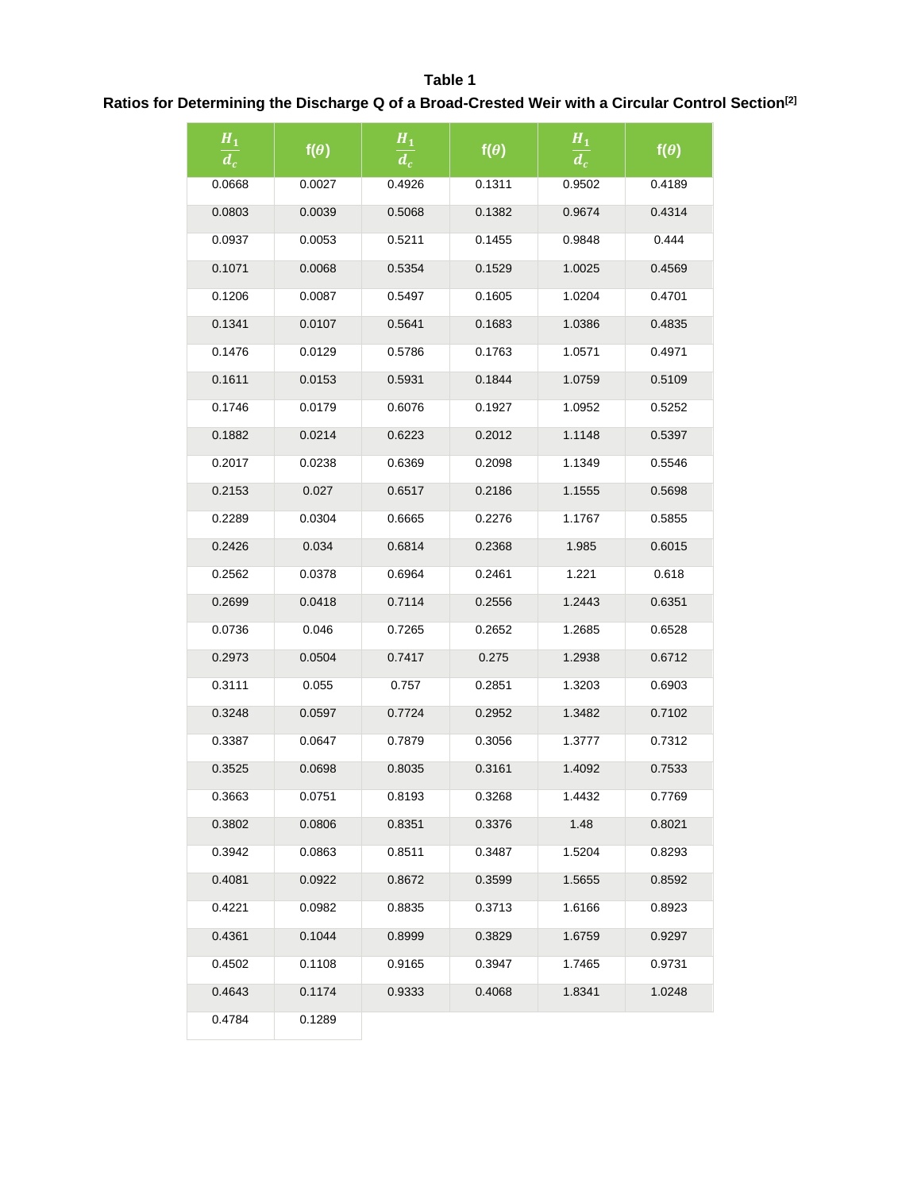**Table 1**

**Ratios for Determining the Discharge Q of a Broad-Crested Weir with a Circular Control Section[2]**

| $\frac{H_1}{d_c}$ | f($\theta$) | $\frac{H_1}{d_c}$ | f($\theta$) | $\frac{H_1}{d_c}$ | f($\theta$) |
|---|---|---|---|---|---|
| 0.0668 | 0.0027 | 0.4926 | 0.1311 | 0.9502 | 0.4189 |
| 0.0803 | 0.0039 | 0.5068 | 0.1382 | 0.9674 | 0.4314 |
| 0.0937 | 0.0053 | 0.5211 | 0.1455 | 0.9848 | 0.444 |
| 0.1071 | 0.0068 | 0.5354 | 0.1529 | 1.0025 | 0.4569 |
| 0.1206 | 0.0087 | 0.5497 | 0.1605 | 1.0204 | 0.4701 |
| 0.1341 | 0.0107 | 0.5641 | 0.1683 | 1.0386 | 0.4835 |
| 0.1476 | 0.0129 | 0.5786 | 0.1763 | 1.0571 | 0.4971 |
| 0.1611 | 0.0153 | 0.5931 | 0.1844 | 1.0759 | 0.5109 |
| 0.1746 | 0.0179 | 0.6076 | 0.1927 | 1.0952 | 0.5252 |
| 0.1882 | 0.0214 | 0.6223 | 0.2012 | 1.1148 | 0.5397 |
| 0.2017 | 0.0238 | 0.6369 | 0.2098 | 1.1349 | 0.5546 |
| 0.2153 | 0.027 | 0.6517 | 0.2186 | 1.1555 | 0.5698 |
| 0.2289 | 0.0304 | 0.6665 | 0.2276 | 1.1767 | 0.5855 |
| 0.2426 | 0.034 | 0.6814 | 0.2368 | 1.985 | 0.6015 |
| 0.2562 | 0.0378 | 0.6964 | 0.2461 | 1.221 | 0.618 |
| 0.2699 | 0.0418 | 0.7114 | 0.2556 | 1.2443 | 0.6351 |
| 0.0736 | 0.046 | 0.7265 | 0.2652 | 1.2685 | 0.6528 |
| 0.2973 | 0.0504 | 0.7417 | 0.275 | 1.2938 | 0.6712 |
| 0.3111 | 0.055 | 0.757 | 0.2851 | 1.3203 | 0.6903 |
| 0.3248 | 0.0597 | 0.7724 | 0.2952 | 1.3482 | 0.7102 |
| 0.3387 | 0.0647 | 0.7879 | 0.3056 | 1.3777 | 0.7312 |
| 0.3525 | 0.0698 | 0.8035 | 0.3161 | 1.4092 | 0.7533 |
| 0.3663 | 0.0751 | 0.8193 | 0.3268 | 1.4432 | 0.7769 |
| 0.3802 | 0.0806 | 0.8351 | 0.3376 | 1.48 | 0.8021 |
| 0.3942 | 0.0863 | 0.8511 | 0.3487 | 1.5204 | 0.8293 |
| 0.4081 | 0.0922 | 0.8672 | 0.3599 | 1.5655 | 0.8592 |
| 0.4221 | 0.0982 | 0.8835 | 0.3713 | 1.6166 | 0.8923 |
| 0.4361 | 0.1044 | 0.8999 | 0.3829 | 1.6759 | 0.9297 |
| 0.4502 | 0.1108 | 0.9165 | 0.3947 | 1.7465 | 0.9731 |
| 0.4643 | 0.1174 | 0.9333 | 0.4068 | 1.8341 | 1.0248 |
| 0.4784 | 0.1289 | | | | |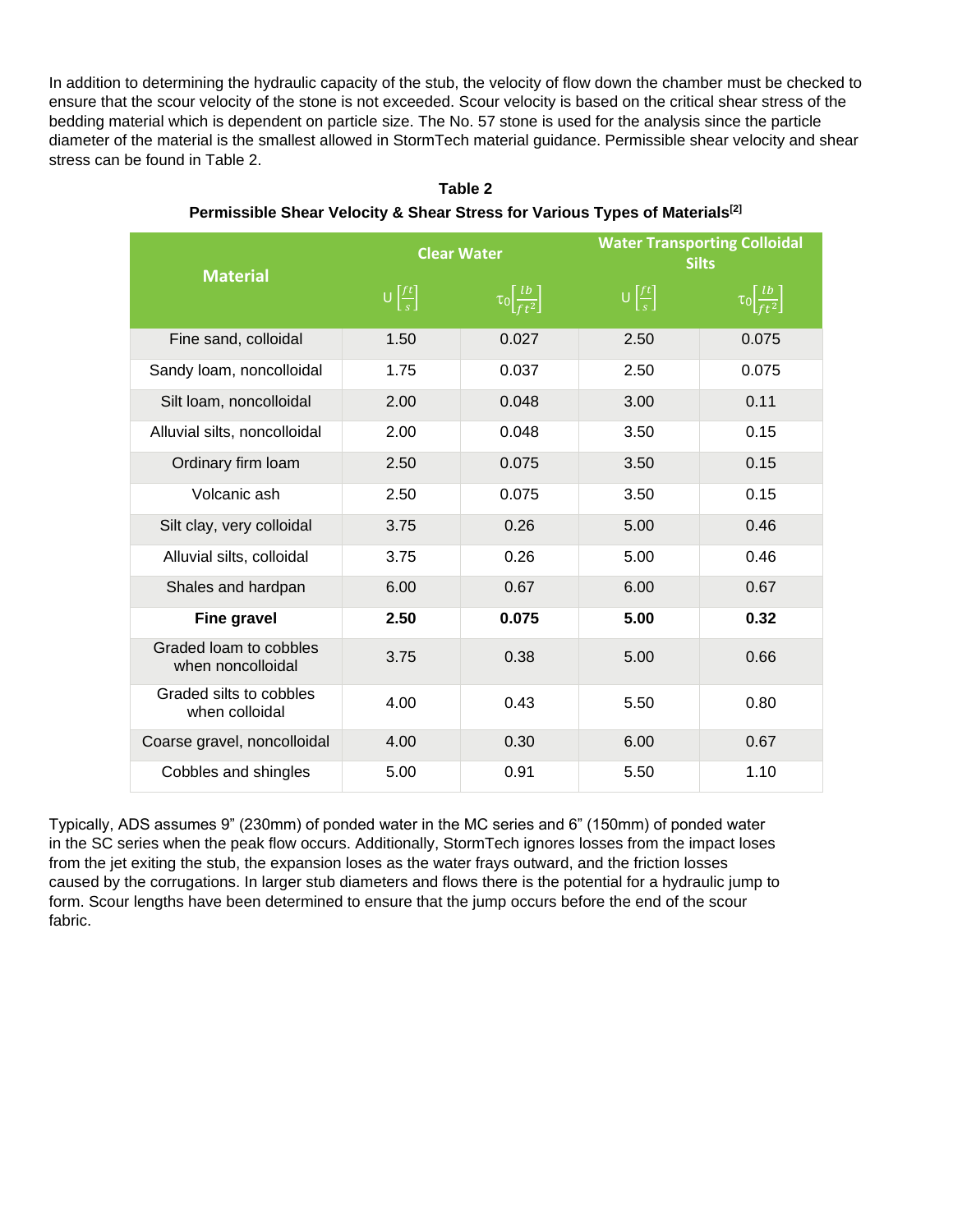In addition to determining the hydraulic capacity of the stub, the velocity of flow down the chamber must be checked to ensure that the scour velocity of the stone is not exceeded. Scour velocity is based on the critical shear stress of the bedding material which is dependent on particle size. The No. 57 stone is used for the analysis since the particle diameter of the material is the smallest allowed in StormTech material guidance. Permissible shear velocity and shear stress can be found in Table 2.

**Table 2**

**Permissible Shear Velocity & Shear Stress for Various Types of Materials[2]**

| Material | Clear Water | | Water Transporting Colloidal Silts | |
|---|---|---|---|---|
| | U $\left[\frac{ft}{s}\right]$ | $\tau_0\left[\frac{lb}{ft^2}\right]$ | U $\left[\frac{ft}{s}\right]$ | $\tau_0\left[\frac{lb}{ft^2}\right]$ |
| Fine sand, colloidal | 1.50 | 0.027 | 2.50 | 0.075 |
| Sandy loam, noncolloidal | 1.75 | 0.037 | 2.50 | 0.075 |
| Silt loam, noncolloidal | 2.00 | 0.048 | 3.00 | 0.11 |
| Alluvial silts, noncolloidal | 2.00 | 0.048 | 3.50 | 0.15 |
| Ordinary firm loam | 2.50 | 0.075 | 3.50 | 0.15 |
| Volcanic ash | 2.50 | 0.075 | 3.50 | 0.15 |
| Silt clay, very colloidal | 3.75 | 0.26 | 5.00 | 0.46 |
| Alluvial silts, colloidal | 3.75 | 0.26 | 5.00 | 0.46 |
| Shales and hardpan | 6.00 | 0.67 | 6.00 | 0.67 |
| **Fine gravel** | **2.50** | **0.075** | **5.00** | **0.32** |
| Graded loam to cobbles when noncolloidal | 3.75 | 0.38 | 5.00 | 0.66 |
| Graded silts to cobbles when colloidal | 4.00 | 0.43 | 5.50 | 0.80 |
| Coarse gravel, noncolloidal | 4.00 | 0.30 | 6.00 | 0.67 |
| Cobbles and shingles | 5.00 | 0.91 | 5.50 | 1.10 |

Typically, ADS assumes 9" (230mm) of ponded water in the MC series and 6" (150mm) of ponded water in the SC series when the peak flow occurs. Additionally, StormTech ignores losses from the impact loses from the jet exiting the stub, the expansion loses as the water frays outward, and the friction losses caused by the corrugations. In larger stub diameters and flows there is the potential for a hydraulic jump to form. Scour lengths have been determined to ensure that the jump occurs before the end of the scour fabric.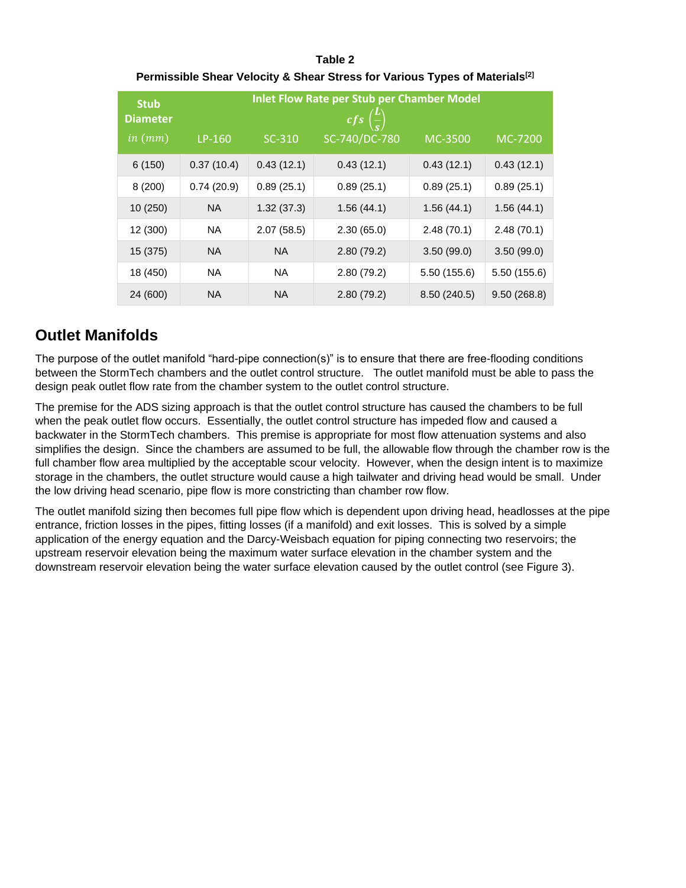**Table 2**

**Permissible Shear Velocity & Shear Stress for Various Types of Materials[2]**

| Stub Diameter $in\ (mm)$ | Inlet Flow Rate per Stub per Chamber Model $cfs\ \left(\frac{L}{s}\right)$ | | | | |
|---|---|---|---|---|---|
| | LP-160 | SC-310 | SC-740/DC-780 | MC-3500 | MC-7200 |
| 6 (150) | 0.37 (10.4) | 0.43 (12.1) | 0.43 (12.1) | 0.43 (12.1) | 0.43 (12.1) |
| 8 (200) | 0.74 (20.9) | 0.89 (25.1) | 0.89 (25.1) | 0.89 (25.1) | 0.89 (25.1) |
| 10 (250) | NA | 1.32 (37.3) | 1.56 (44.1) | 1.56 (44.1) | 1.56 (44.1) |
| 12 (300) | NA | 2.07 (58.5) | 2.30 (65.0) | 2.48 (70.1) | 2.48 (70.1) |
| 15 (375) | NA | NA | 2.80 (79.2) | 3.50 (99.0) | 3.50 (99.0) |
| 18 (450) | NA | NA | 2.80 (79.2) | 5.50 (155.6) | 5.50 (155.6) |
| 24 (600) | NA | NA | 2.80 (79.2) | 8.50 (240.5) | 9.50 (268.8) |

## Outlet Manifolds

The purpose of the outlet manifold "hard-pipe connection(s)" is to ensure that there are free-flooding conditions between the StormTech chambers and the outlet control structure. The outlet manifold must be able to pass the design peak outlet flow rate from the chamber system to the outlet control structure.

The premise for the ADS sizing approach is that the outlet control structure has caused the chambers to be full when the peak outlet flow occurs. Essentially, the outlet control structure has impeded flow and caused a backwater in the StormTech chambers. This premise is appropriate for most flow attenuation systems and also simplifies the design. Since the chambers are assumed to be full, the allowable flow through the chamber row is the full chamber flow area multiplied by the acceptable scour velocity. However, when the design intent is to maximize storage in the chambers, the outlet structure would cause a high tailwater and driving head would be small. Under the low driving head scenario, pipe flow is more constricting than chamber row flow.

The outlet manifold sizing then becomes full pipe flow which is dependent upon driving head, headlosses at the pipe entrance, friction losses in the pipes, fitting losses (if a manifold) and exit losses. This is solved by a simple application of the energy equation and the Darcy-Weisbach equation for piping connecting two reservoirs; the upstream reservoir elevation being the maximum water surface elevation in the chamber system and the downstream reservoir elevation being the water surface elevation caused by the outlet control (see Figure 3).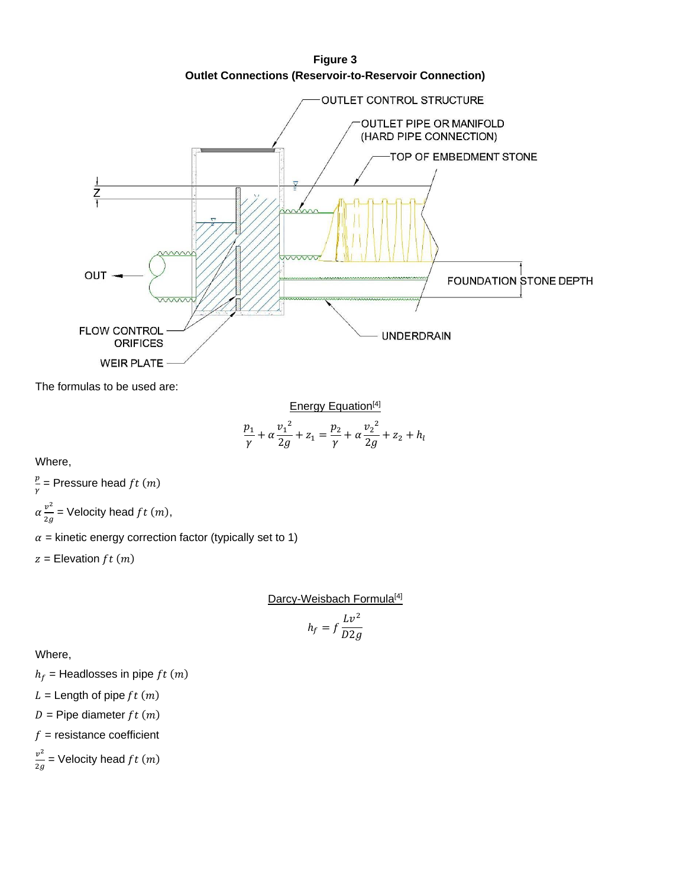**Figure 3**
**Outlet Connections (Reservoir-to-Reservoir Connection)**

The formulas to be used are:

Energy Equation[4]

$$\frac{p_1}{\gamma} + \alpha\frac{{v_1}^2}{2g} + z_1 = \frac{p_2}{\gamma} + \alpha\frac{{v_2}^2}{2g} + z_2 + h_l$$

Where,

$\frac{p}{\gamma}$ = Pressure head $ft\ (m)$

$\alpha\frac{v^2}{2g}$ = Velocity head $ft\ (m)$,

$\alpha$ = kinetic energy correction factor (typically set to 1)

$z$ = Elevation $ft\ (m)$

Darcy-Weisbach Formula[4]

$$h_f = f\frac{Lv^2}{D2g}$$

Where,

$h_f$ = Headlosses in pipe $ft\ (m)$

$L$ = Length of pipe $ft\ (m)$

$D$ = Pipe diameter $ft\ (m)$

$f$ = resistance coefficient

$\frac{v^2}{2g}$ = Velocity head $ft\ (m)$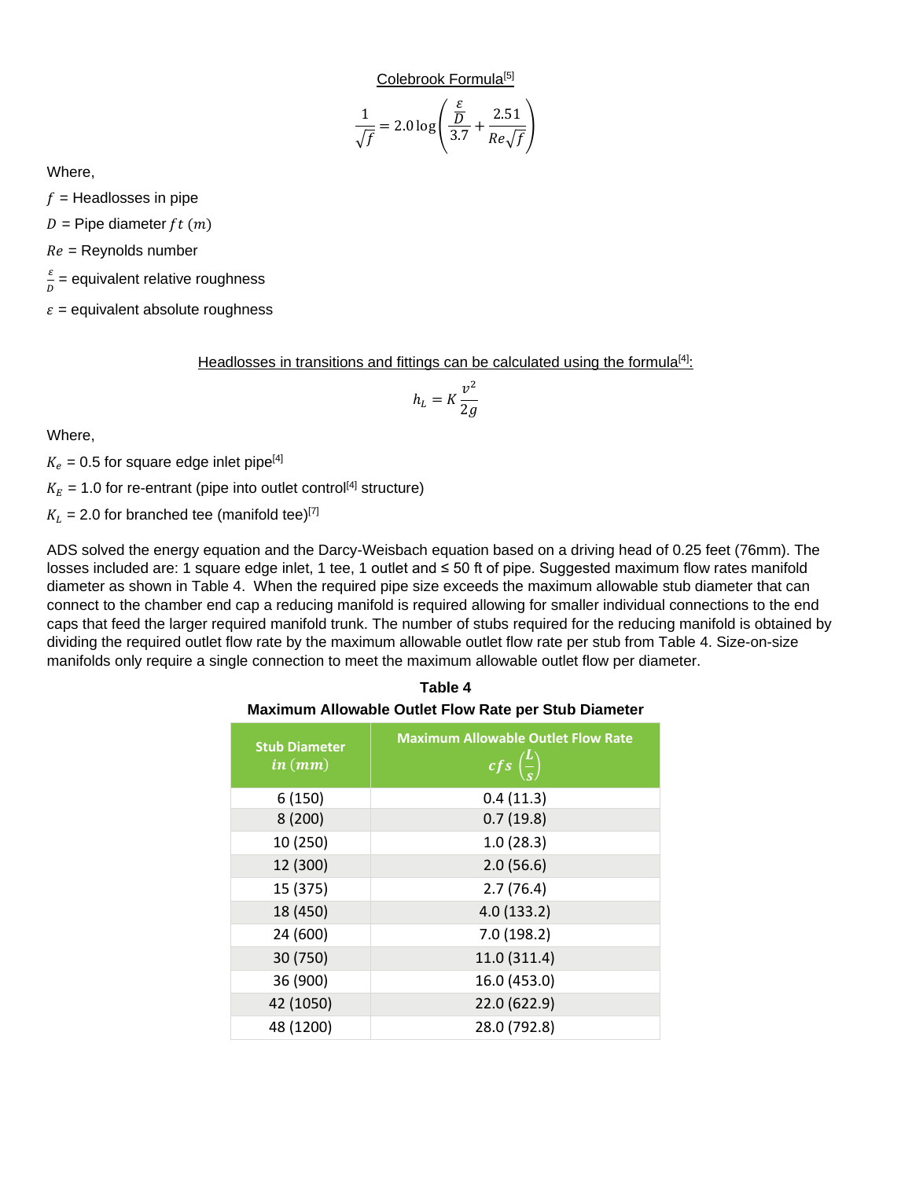Colebrook Formula[5]

$$\frac{1}{\sqrt{f}} = 2.0 \log\left(\frac{\frac{\varepsilon}{D}}{3.7} + \frac{2.51}{Re\sqrt{f}}\right)$$

Where,

$f$ = Headlosses in pipe

$D$ = Pipe diameter $ft$ $(m)$

$Re$ = Reynolds number

$\frac{\varepsilon}{D}$ = equivalent relative roughness

$\varepsilon$ = equivalent absolute roughness

Headlosses in transitions and fittings can be calculated using the formula[4]:

$$h_L = K\frac{v^2}{2g}$$

Where,

$K_e$ = 0.5 for square edge inlet pipe[4]

$K_E$ = 1.0 for re-entrant (pipe into outlet control[4] structure)

$K_L$ = 2.0 for branched tee (manifold tee)[7]

ADS solved the energy equation and the Darcy-Weisbach equation based on a driving head of 0.25 feet (76mm). The losses included are: 1 square edge inlet, 1 tee, 1 outlet and ≤ 50 ft of pipe. Suggested maximum flow rates manifold diameter as shown in Table 4. When the required pipe size exceeds the maximum allowable stub diameter that can connect to the chamber end cap a reducing manifold is required allowing for smaller individual connections to the end caps that feed the larger required manifold trunk. The number of stubs required for the reducing manifold is obtained by dividing the required outlet flow rate by the maximum allowable outlet flow rate per stub from Table 4. Size-on-size manifolds only require a single connection to meet the maximum allowable outlet flow per diameter.

**Table 4**
**Maximum Allowable Outlet Flow Rate per Stub Diameter**

| Stub Diameter $in\ (mm)$ | Maximum Allowable Outlet Flow Rate $cfs\ \left(\frac{L}{s}\right)$ |
|---|---|
| 6 (150) | 0.4 (11.3) |
| 8 (200) | 0.7 (19.8) |
| 10 (250) | 1.0 (28.3) |
| 12 (300) | 2.0 (56.6) |
| 15 (375) | 2.7 (76.4) |
| 18 (450) | 4.0 (133.2) |
| 24 (600) | 7.0 (198.2) |
| 30 (750) | 11.0 (311.4) |
| 36 (900) | 16.0 (453.0) |
| 42 (1050) | 22.0 (622.9) |
| 48 (1200) | 28.0 (792.8) |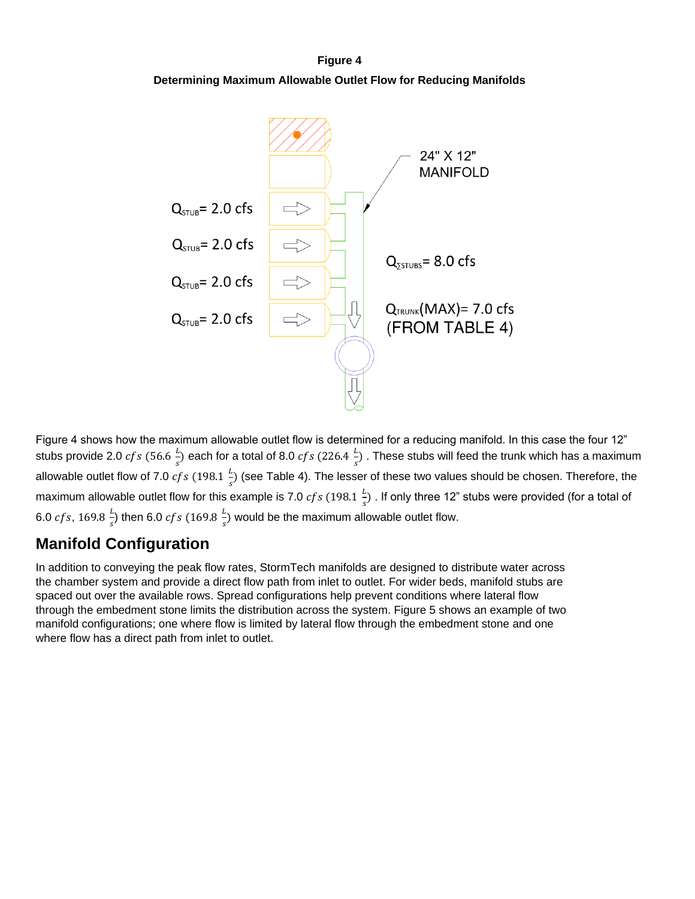**Figure 4**

**Determining Maximum Allowable Outlet Flow for Reducing Manifolds**

$Q_{STUB}$= 2.0 cfs

$Q_{STUB}$= 2.0 cfs

$Q_{STUB}$= 2.0 cfs

$Q_{STUB}$= 2.0 cfs

24" X 12" MANIFOLD

$Q_{\Sigma STUBS}$= 8.0 cfs

$Q_{TRUNK}$(MAX)= 7.0 cfs (FROM TABLE 4)

Figure 4 shows how the maximum allowable outlet flow is determined for a reducing manifold. In this case the four 12" stubs provide 2.0 $cfs$ $(56.6\ \frac{L}{s})$ each for a total of 8.0 $cfs$ $(226.4\ \frac{L}{s})$. These stubs will feed the trunk which has a maximum allowable outlet flow of 7.0 $cfs$ $(198.1\ \frac{L}{s})$ (see Table 4). The lesser of these two values should be chosen. Therefore, the maximum allowable outlet flow for this example is 7.0 $cfs$ $(198.1\ \frac{L}{s})$. If only three 12" stubs were provided (for a total of 6.0 $cfs$, $169.8\ \frac{L}{s}$) then 6.0 $cfs$ $(169.8\ \frac{L}{s})$ would be the maximum allowable outlet flow.

## Manifold Configuration

In addition to conveying the peak flow rates, StormTech manifolds are designed to distribute water across the chamber system and provide a direct flow path from inlet to outlet. For wider beds, manifold stubs are spaced out over the available rows. Spread configurations help prevent conditions where lateral flow through the embedment stone limits the distribution across the system. Figure 5 shows an example of two manifold configurations; one where flow is limited by lateral flow through the embedment stone and one where flow has a direct path from inlet to outlet.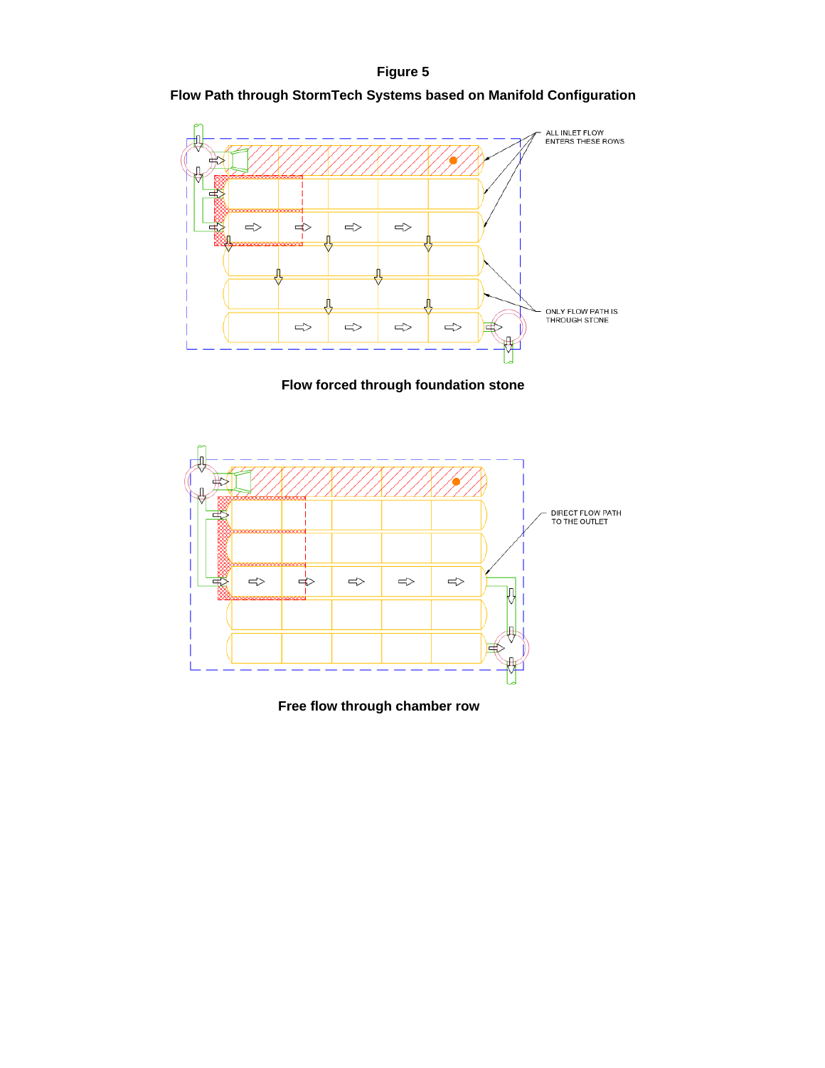**Figure 5**

**Flow Path through StormTech Systems based on Manifold Configuration**

ALL INLET FLOW ENTERS THESE ROWS

ONLY FLOW PATH IS THROUGH STONE

**Flow forced through foundation stone**

DIRECT FLOW PATH TO THE OUTLET

**Free flow through chamber row**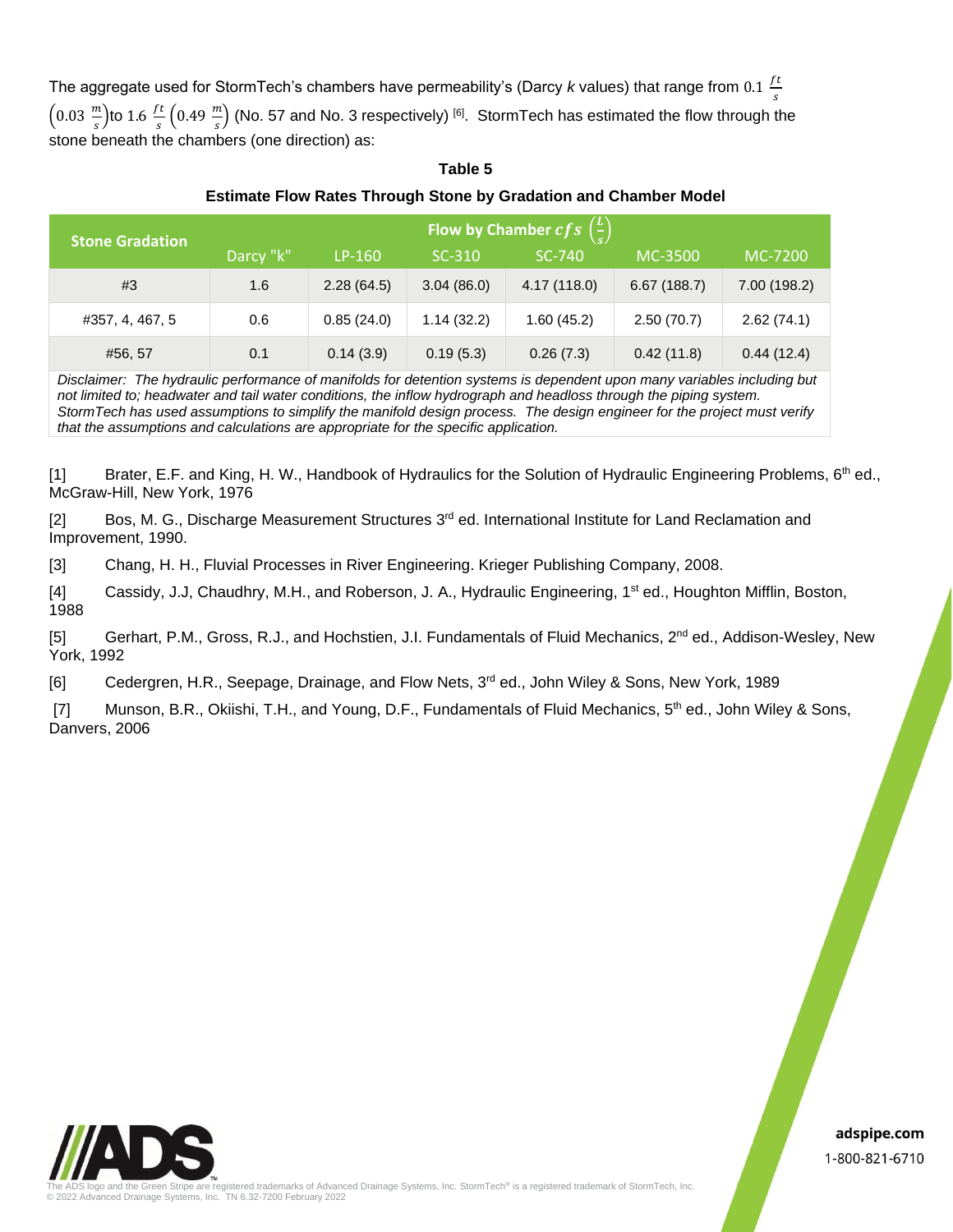The aggregate used for StormTech's chambers have permeability's (Darcy *k* values) that range from $0.1\ \frac{ft}{s}$ $\left(0.03\ \frac{m}{s}\right)$to $1.6\ \frac{ft}{s}\left(0.49\ \frac{m}{s}\right)$ (No. 57 and No. 3 respectively) [6]. StormTech has estimated the flow through the stone beneath the chambers (one direction) as:

**Table 5**

**Estimate Flow Rates Through Stone by Gradation and Chamber Model**

| Stone Gradation | Flow by Chamber $cfs$ $\left(\frac{L}{s}\right)$ | | | | | |
|---|---|---|---|---|---|---|
| | Darcy "k" | LP-160 | SC-310 | SC-740 | MC-3500 | MC-7200 |
| #3 | 1.6 | 2.28 (64.5) | 3.04 (86.0) | 4.17 (118.0) | 6.67 (188.7) | 7.00 (198.2) |
| #357, 4, 467, 5 | 0.6 | 0.85 (24.0) | 1.14 (32.2) | 1.60 (45.2) | 2.50 (70.7) | 2.62 (74.1) |
| #56, 57 | 0.1 | 0.14 (3.9) | 0.19 (5.3) | 0.26 (7.3) | 0.42 (11.8) | 0.44 (12.4) |

*Disclaimer: The hydraulic performance of manifolds for detention systems is dependent upon many variables including but not limited to; headwater and tail water conditions, the inflow hydrograph and headloss through the piping system. StormTech has used assumptions to simplify the manifold design process. The design engineer for the project must verify that the assumptions and calculations are appropriate for the specific application.*

[1] Brater, E.F. and King, H. W., Handbook of Hydraulics for the Solution of Hydraulic Engineering Problems, 6th ed., McGraw-Hill, New York, 1976

[2] Bos, M. G., Discharge Measurement Structures 3rd ed. International Institute for Land Reclamation and Improvement, 1990.

[3] Chang, H. H., Fluvial Processes in River Engineering. Krieger Publishing Company, 2008.

[4] Cassidy, J.J, Chaudhry, M.H., and Roberson, J. A., Hydraulic Engineering, 1st ed., Houghton Mifflin, Boston, 1988

[5] Gerhart, P.M., Gross, R.J., and Hochstien, J.I. Fundamentals of Fluid Mechanics, 2nd ed., Addison-Wesley, New York, 1992

[6] Cedergren, H.R., Seepage, Drainage, and Flow Nets, 3rd ed., John Wiley & Sons, New York, 1989

[7] Munson, B.R., Okiishi, T.H., and Young, D.F., Fundamentals of Fluid Mechanics, 5th ed., John Wiley & Sons, Danvers, 2006

adspipe.com
1-800-821-6710

The ADS logo and the Green Stripe are registered trademarks of Advanced Drainage Systems, Inc. StormTech® is a registered trademark of StormTech, Inc.
© 2022 Advanced Drainage Systems, Inc. TN 6.32-7200 February 2022